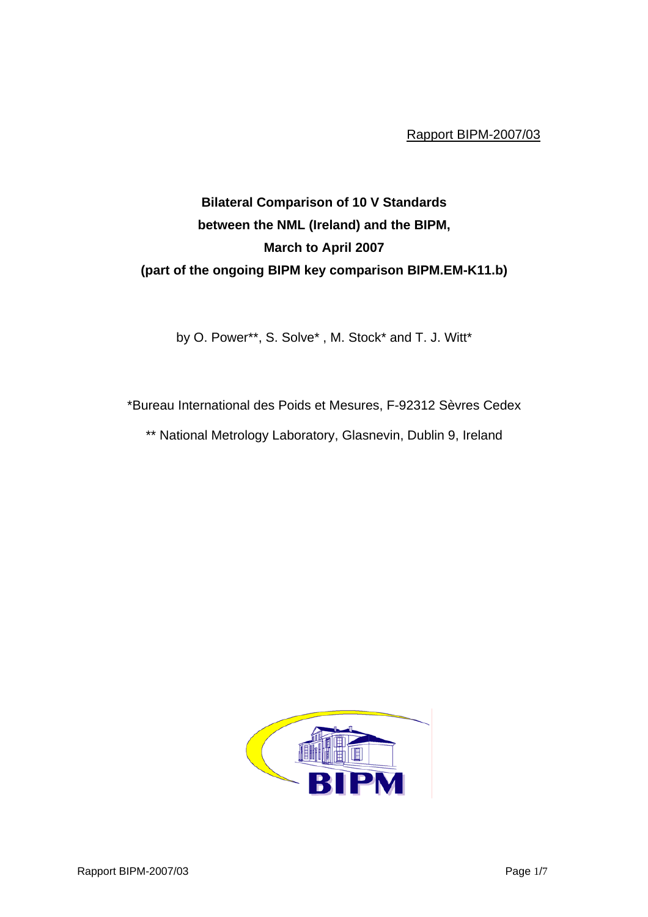Rapport BIPM-2007/03

# Bilateral Comparison of 10 V Standards between the NML (Ireland) and the BIPM, March to April 2007 (part of the ongoing BIPM key comparison BIPM.EM-K11.b)

by O. Power**, S. Solve* , M. Stock* and T. J. Witt*

*Bureau International des Poids et Mesures, F-92312 Sèvres Cedex

** National Metrology Laboratory, Glasnevin, Dublin 9, Ireland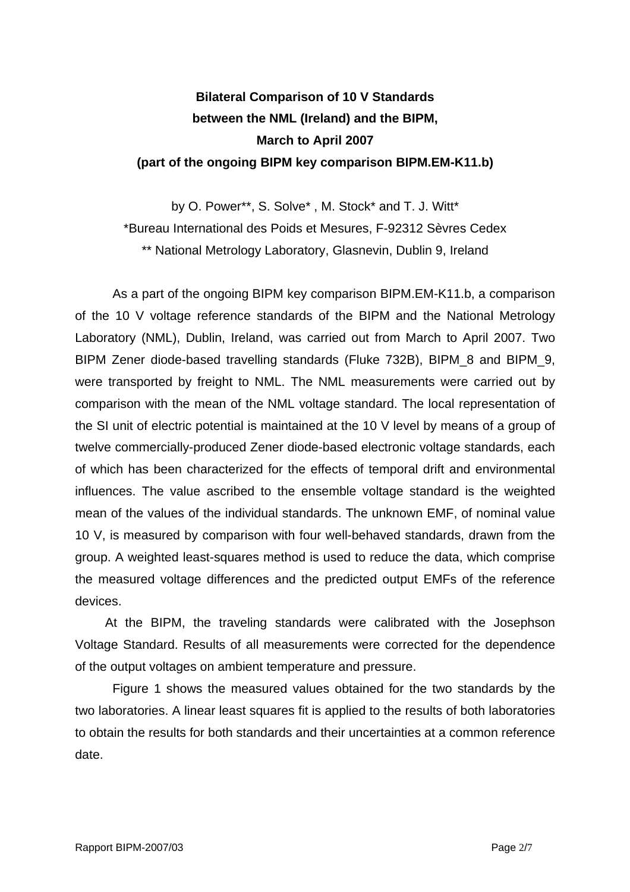# Bilateral Comparison of 10 V Standards between the NML (Ireland) and the BIPM, March to April 2007 (part of the ongoing BIPM key comparison BIPM.EM-K11.b)

by O. Power**, S. Solve* , M. Stock* and T. J. Witt*

*Bureau International des Poids et Mesures, F-92312 Sèvres Cedex

** National Metrology Laboratory, Glasnevin, Dublin 9, Ireland

As a part of the ongoing BIPM key comparison BIPM.EM-K11.b, a comparison of the 10 V voltage reference standards of the BIPM and the National Metrology Laboratory (NML), Dublin, Ireland, was carried out from March to April 2007. Two BIPM Zener diode-based travelling standards (Fluke 732B), BIPM_8 and BIPM_9, were transported by freight to NML. The NML measurements were carried out by comparison with the mean of the NML voltage standard. The local representation of the SI unit of electric potential is maintained at the 10 V level by means of a group of twelve commercially-produced Zener diode-based electronic voltage standards, each of which has been characterized for the effects of temporal drift and environmental influences. The value ascribed to the ensemble voltage standard is the weighted mean of the values of the individual standards. The unknown EMF, of nominal value 10 V, is measured by comparison with four well-behaved standards, drawn from the group. A weighted least-squares method is used to reduce the data, which comprise the measured voltage differences and the predicted output EMFs of the reference devices.

At the BIPM, the traveling standards were calibrated with the Josephson Voltage Standard. Results of all measurements were corrected for the dependence of the output voltages on ambient temperature and pressure.

Figure 1 shows the measured values obtained for the two standards by the two laboratories. A linear least squares fit is applied to the results of both laboratories to obtain the results for both standards and their uncertainties at a common reference date.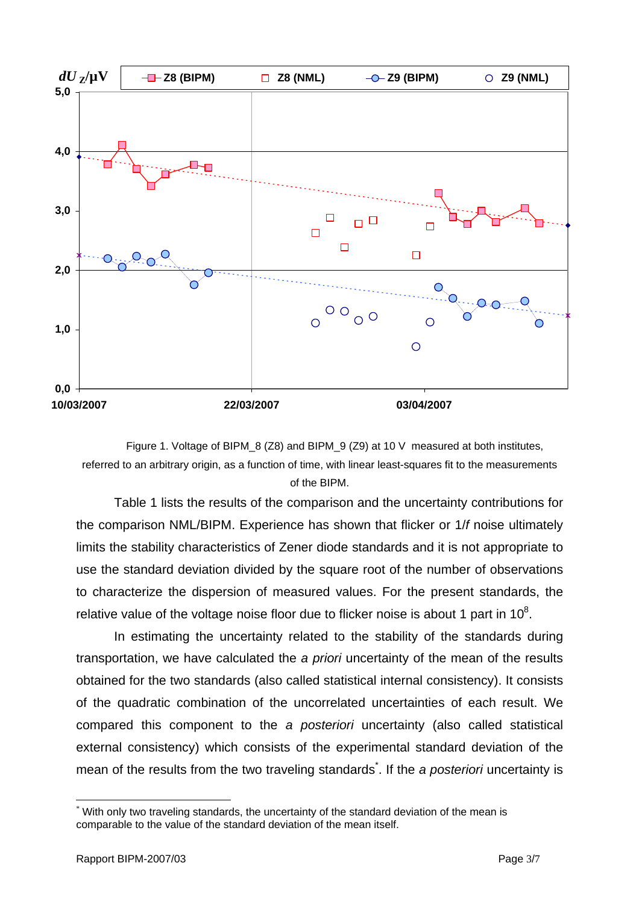Figure 1. Voltage of BIPM_8 (Z8) and BIPM_9 (Z9) at 10 V measured at both institutes, referred to an arbitrary origin, as a function of time, with linear least-squares fit to the measurements of the BIPM.

Table 1 lists the results of the comparison and the uncertainty contributions for the comparison NML/BIPM. Experience has shown that flicker or 1/*f* noise ultimately limits the stability characteristics of Zener diode standards and it is not appropriate to use the standard deviation divided by the square root of the number of observations to characterize the dispersion of measured values. For the present standards, the relative value of the voltage noise floor due to flicker noise is about 1 part in $10^8$.

In estimating the uncertainty related to the stability of the standards during transportation, we have calculated the *a priori* uncertainty of the mean of the results obtained for the two standards (also called statistical internal consistency). It consists of the quadratic combination of the uncorrelated uncertainties of each result. We compared this component to the *a posteriori* uncertainty (also called statistical external consistency) which consists of the experimental standard deviation of the mean of the results from the two traveling standards[*]. If the *a posteriori* uncertainty is

[*] With only two traveling standards, the uncertainty of the standard deviation of the mean is comparable to the value of the standard deviation of the mean itself.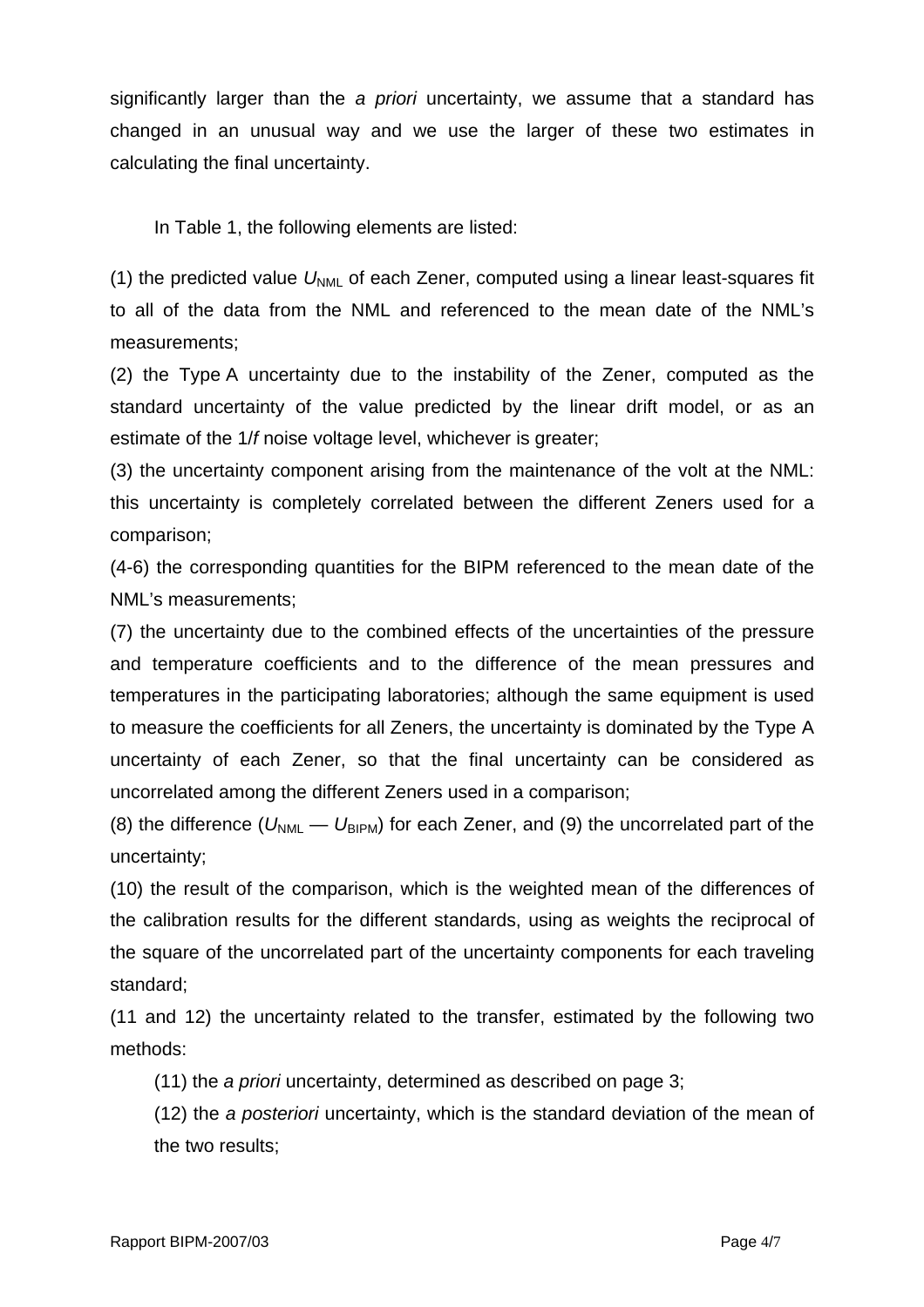significantly larger than the *a priori* uncertainty, we assume that a standard has changed in an unusual way and we use the larger of these two estimates in calculating the final uncertainty.

In Table 1, the following elements are listed:

(1) the predicted value $U_{\mathrm{NML}}$ of each Zener, computed using a linear least-squares fit to all of the data from the NML and referenced to the mean date of the NML's measurements;

(2) the Type A uncertainty due to the instability of the Zener, computed as the standard uncertainty of the value predicted by the linear drift model, or as an estimate of the 1/*f* noise voltage level, whichever is greater;

(3) the uncertainty component arising from the maintenance of the volt at the NML: this uncertainty is completely correlated between the different Zeners used for a comparison;

(4-6) the corresponding quantities for the BIPM referenced to the mean date of the NML's measurements;

(7) the uncertainty due to the combined effects of the uncertainties of the pressure and temperature coefficients and to the difference of the mean pressures and temperatures in the participating laboratories; although the same equipment is used to measure the coefficients for all Zeners, the uncertainty is dominated by the Type A uncertainty of each Zener, so that the final uncertainty can be considered as uncorrelated among the different Zeners used in a comparison;

(8) the difference ($U_{\mathrm{NML}}$ — $U_{\mathrm{BIPM}}$) for each Zener, and (9) the uncorrelated part of the uncertainty;

(10) the result of the comparison, which is the weighted mean of the differences of the calibration results for the different standards, using as weights the reciprocal of the square of the uncorrelated part of the uncertainty components for each traveling standard;

(11 and 12) the uncertainty related to the transfer, estimated by the following two methods:

(11) the *a priori* uncertainty, determined as described on page 3;

(12) the *a posteriori* uncertainty, which is the standard deviation of the mean of the two results;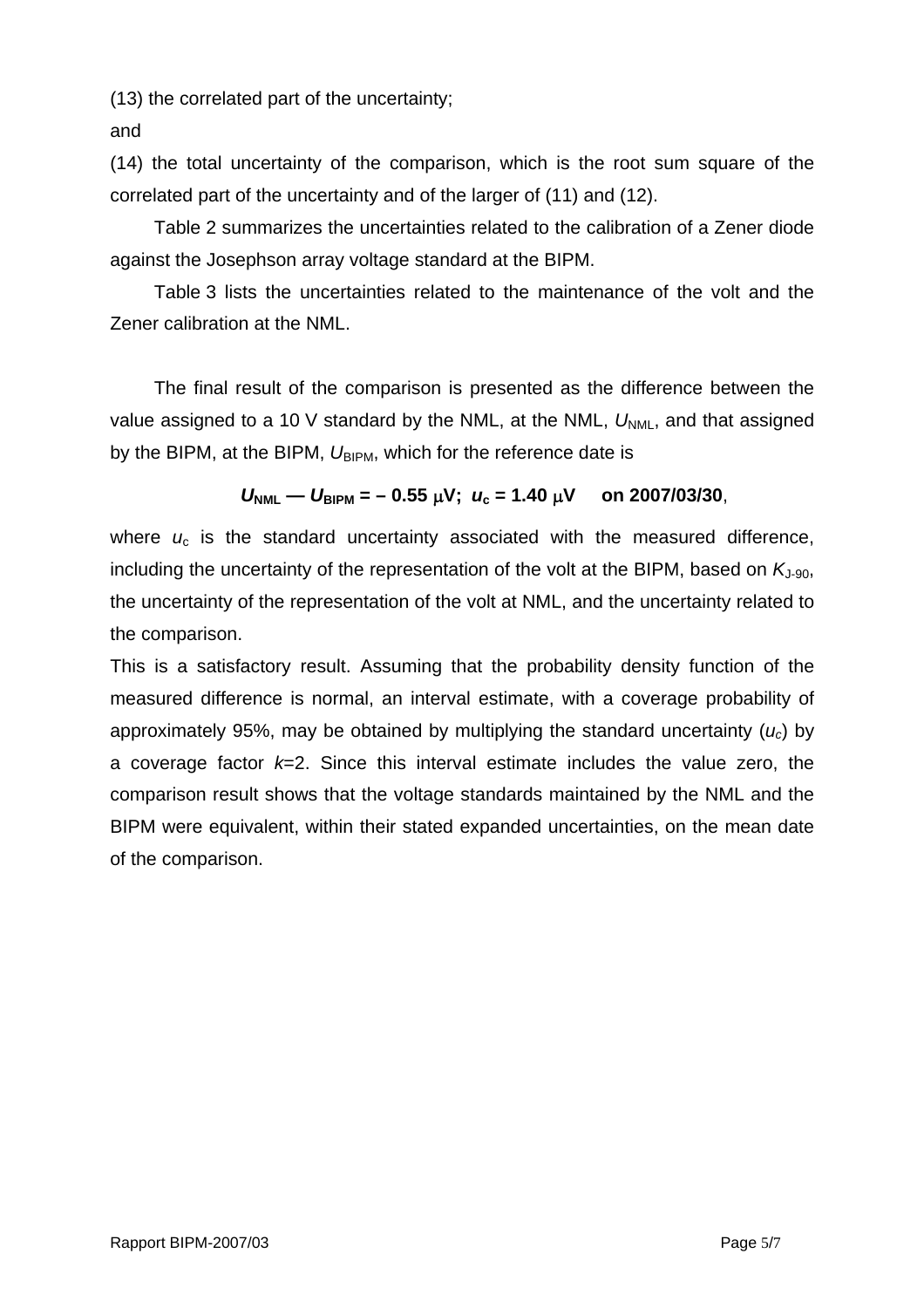(13) the correlated part of the uncertainty;

and

(14) the total uncertainty of the comparison, which is the root sum square of the correlated part of the uncertainty and of the larger of (11) and (12).

Table 2 summarizes the uncertainties related to the calibration of a Zener diode against the Josephson array voltage standard at the BIPM.

Table 3 lists the uncertainties related to the maintenance of the volt and the Zener calibration at the NML.

The final result of the comparison is presented as the difference between the value assigned to a 10 V standard by the NML, at the NML, $U_{NML}$, and that assigned by the BIPM, at the BIPM, $U_{BIPM}$, which for the reference date is

$$U_{NML} - U_{BIPM} = -0.55\ \mu V; \quad u_c = 1.40\ \mu V \quad \textbf{on 2007/03/30},$$

where $u_c$ is the standard uncertainty associated with the measured difference, including the uncertainty of the representation of the volt at the BIPM, based on $K_{J\text{-}90}$, the uncertainty of the representation of the volt at NML, and the uncertainty related to the comparison.

This is a satisfactory result. Assuming that the probability density function of the measured difference is normal, an interval estimate, with a coverage probability of approximately 95%, may be obtained by multiplying the standard uncertainty ($u_c$) by a coverage factor $k$=2. Since this interval estimate includes the value zero, the comparison result shows that the voltage standards maintained by the NML and the BIPM were equivalent, within their stated expanded uncertainties, on the mean date of the comparison.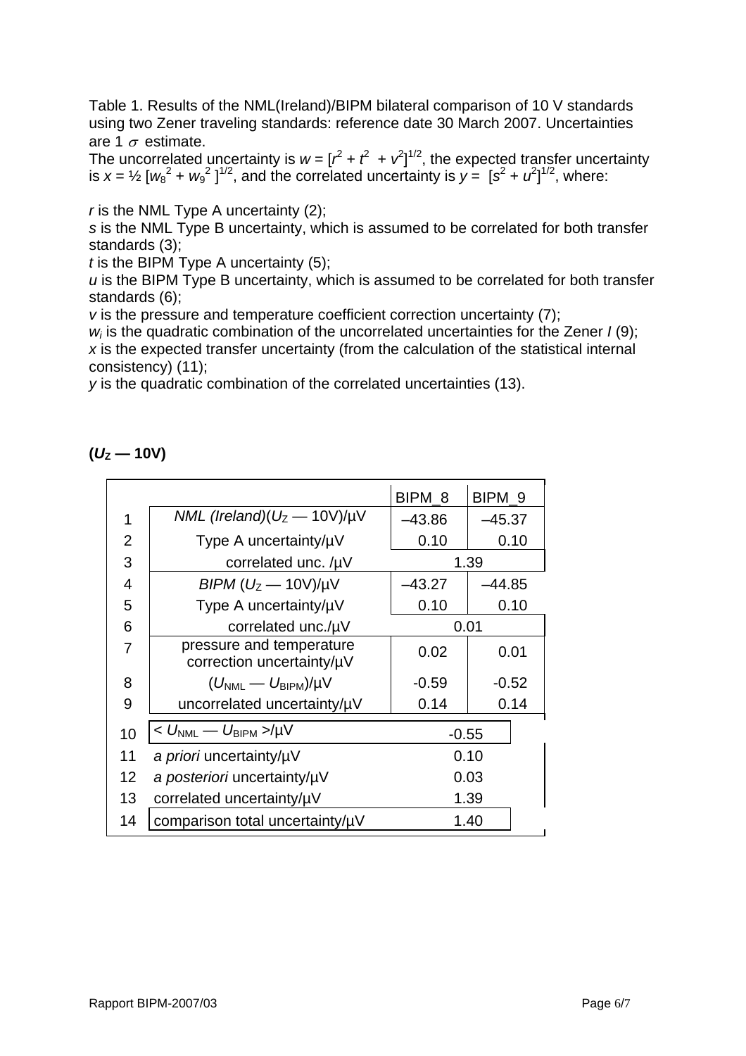Table 1. Results of the NML(Ireland)/BIPM bilateral comparison of 10 V standards using two Zener traveling standards: reference date 30 March 2007. Uncertainties are 1 $\sigma$ estimate.
The uncorrelated uncertainty is $w = [r^2 + t^2 + v^2]^{1/2}$, the expected transfer uncertainty is $x = ½ [w_8^2 + w_9^2]^{1/2}$, and the correlated uncertainty is $y = [s^2 + u^2]^{1/2}$, where:

*r* is the NML Type A uncertainty (2);
*s* is the NML Type B uncertainty, which is assumed to be correlated for both transfer standards (3);
*t* is the BIPM Type A uncertainty (5);
*u* is the BIPM Type B uncertainty, which is assumed to be correlated for both transfer standards (6);
*v* is the pressure and temperature coefficient correction uncertainty (7);
$w_i$ is the quadratic combination of the uncorrelated uncertainties for the Zener *I* (9);
*x* is the expected transfer uncertainty (from the calculation of the statistical internal consistency) (11);
*y* is the quadratic combination of the correlated uncertainties (13).

**($U_Z$ — 10V)**

| | | BIPM_8 | BIPM_9 |
|---|---|---|---|
| 1 | *NML (Ireland)*($U_Z$ — 10V)/µV | –43.86 | –45.37 |
| 2 | Type A uncertainty/µV | 0.10 | 0.10 |
| 3 | correlated unc. /µV | 1.39 | |
| 4 | *BIPM* ($U_Z$ — 10V)/µV | –43.27 | –44.85 |
| 5 | Type A uncertainty/µV | 0.10 | 0.10 |
| 6 | correlated unc./µV | 0.01 | |
| 7 | pressure and temperature correction uncertainty/µV | 0.02 | 0.01 |
| 8 | ($U_{NML}$ — $U_{BIPM}$)/µV | -0.59 | -0.52 |
| 9 | uncorrelated uncertainty/µV | 0.14 | 0.14 |
| 10 | < $U_{NML}$ — $U_{BIPM}$ >/µV | -0.55 | |
| 11 | *a priori* uncertainty/µV | 0.10 | |
| 12 | *a posteriori* uncertainty/µV | 0.03 | |
| 13 | correlated uncertainty/µV | 1.39 | |
| 14 | comparison total uncertainty/µV | 1.40 | |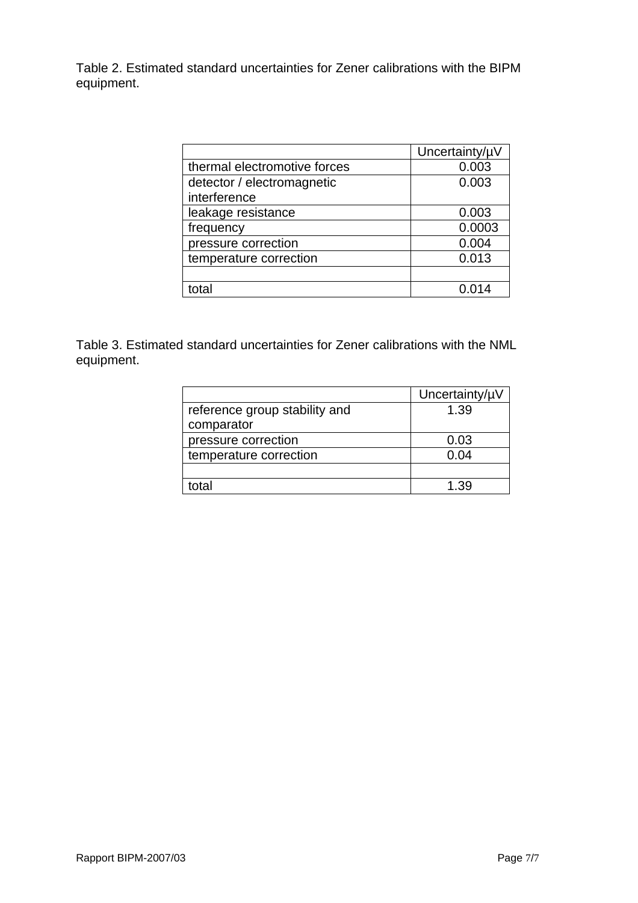Table 2. Estimated standard uncertainties for Zener calibrations with the BIPM equipment.

| | Uncertainty/µV |
|---|---|
| thermal electromotive forces | 0.003 |
| detector / electromagnetic interference | 0.003 |
| leakage resistance | 0.003 |
| frequency | 0.0003 |
| pressure correction | 0.004 |
| temperature correction | 0.013 |
| | |
| total | 0.014 |

Table 3. Estimated standard uncertainties for Zener calibrations with the NML equipment.

| | Uncertainty/µV |
|---|---|
| reference group stability and comparator | 1.39 |
| pressure correction | 0.03 |
| temperature correction | 0.04 |
| | |
| total | 1.39 |